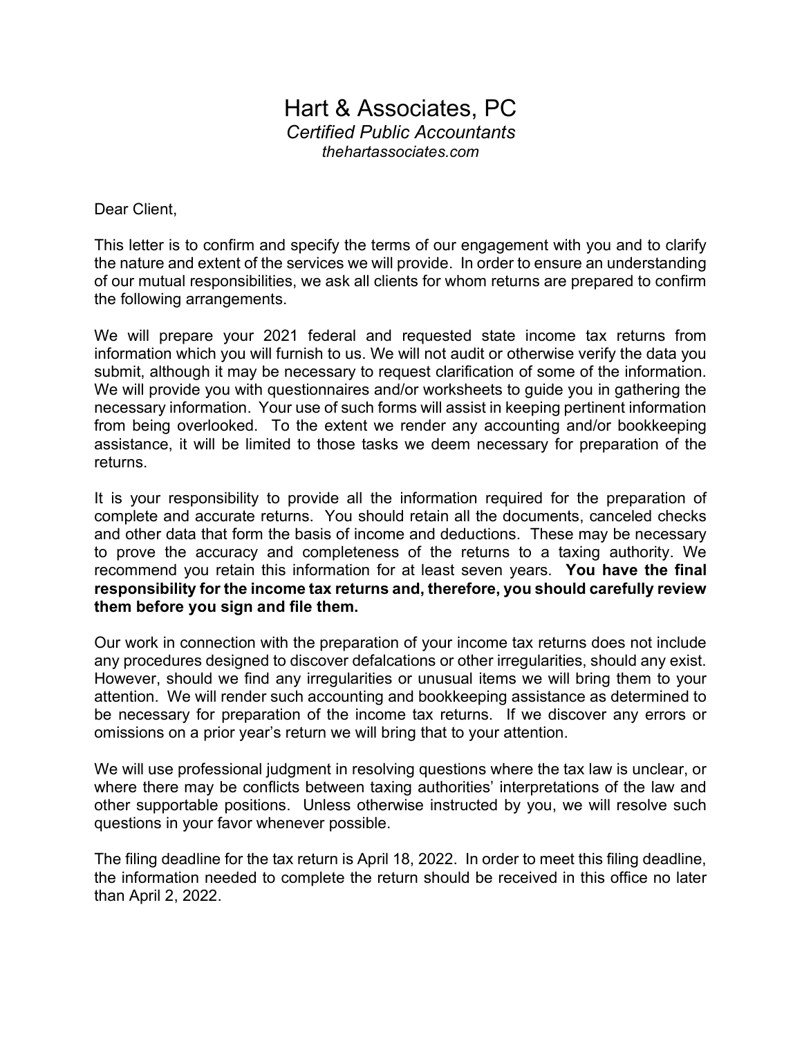# Hart & Associates, PC

*Certified Public Accountants*

*thehartassociates.com*

Dear Client,

This letter is to confirm and specify the terms of our engagement with you and to clarify the nature and extent of the services we will provide. In order to ensure an understanding of our mutual responsibilities, we ask all clients for whom returns are prepared to confirm the following arrangements.

We will prepare your 2021 federal and requested state income tax returns from information which you will furnish to us. We will not audit or otherwise verify the data you submit, although it may be necessary to request clarification of some of the information. We will provide you with questionnaires and/or worksheets to guide you in gathering the necessary information. Your use of such forms will assist in keeping pertinent information from being overlooked. To the extent we render any accounting and/or bookkeeping assistance, it will be limited to those tasks we deem necessary for preparation of the returns.

It is your responsibility to provide all the information required for the preparation of complete and accurate returns. You should retain all the documents, canceled checks and other data that form the basis of income and deductions. These may be necessary to prove the accuracy and completeness of the returns to a taxing authority. We recommend you retain this information for at least seven years. **You have the final responsibility for the income tax returns and, therefore, you should carefully review them before you sign and file them.**

Our work in connection with the preparation of your income tax returns does not include any procedures designed to discover defalcations or other irregularities, should any exist. However, should we find any irregularities or unusual items we will bring them to your attention. We will render such accounting and bookkeeping assistance as determined to be necessary for preparation of the income tax returns. If we discover any errors or omissions on a prior year's return we will bring that to your attention.

We will use professional judgment in resolving questions where the tax law is unclear, or where there may be conflicts between taxing authorities' interpretations of the law and other supportable positions. Unless otherwise instructed by you, we will resolve such questions in your favor whenever possible.

The filing deadline for the tax return is April 18, 2022. In order to meet this filing deadline, the information needed to complete the return should be received in this office no later than April 2, 2022.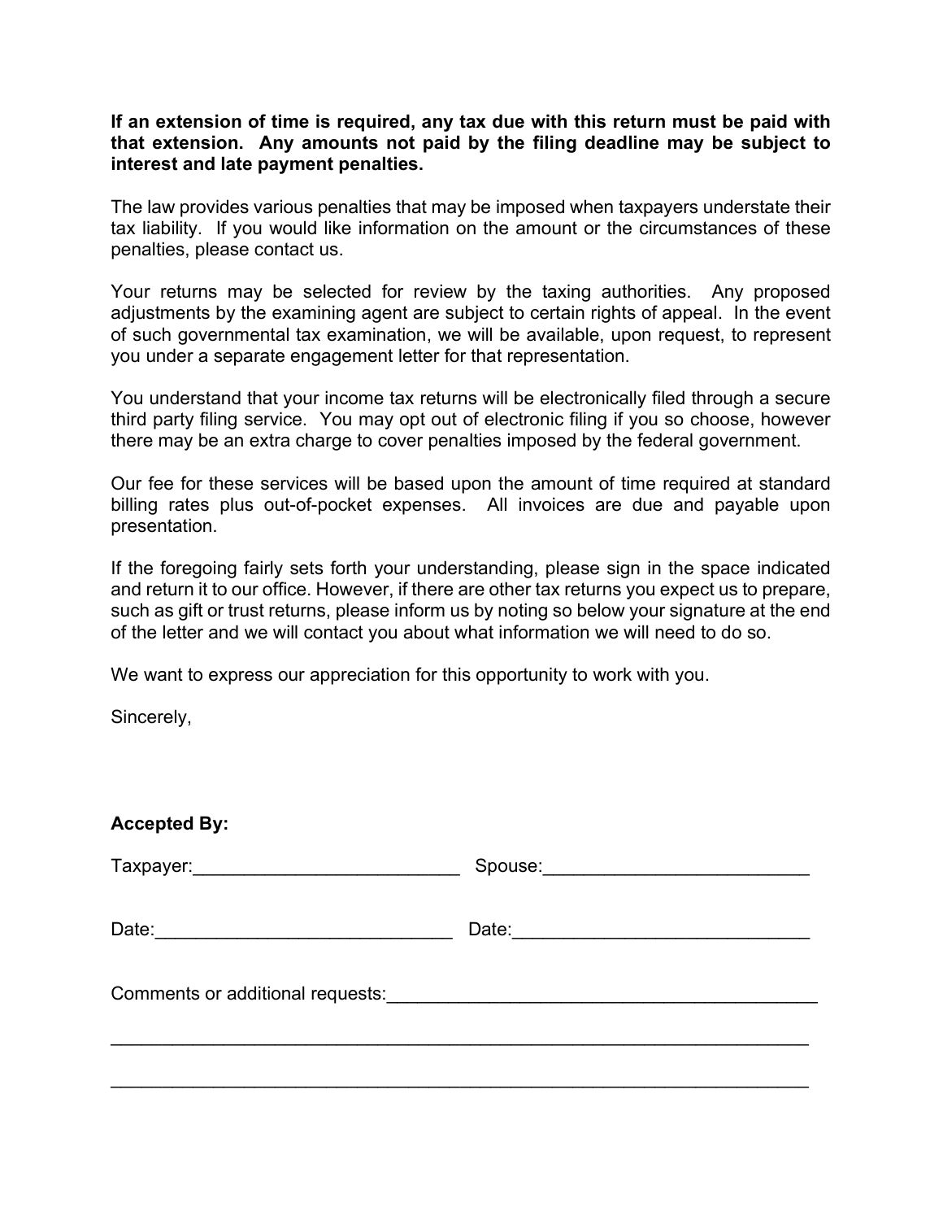**If an extension of time is required, any tax due with this return must be paid with that extension. Any amounts not paid by the filing deadline may be subject to interest and late payment penalties.**

The law provides various penalties that may be imposed when taxpayers understate their tax liability. If you would like information on the amount or the circumstances of these penalties, please contact us.

Your returns may be selected for review by the taxing authorities. Any proposed adjustments by the examining agent are subject to certain rights of appeal. In the event of such governmental tax examination, we will be available, upon request, to represent you under a separate engagement letter for that representation.

You understand that your income tax returns will be electronically filed through a secure third party filing service. You may opt out of electronic filing if you so choose, however there may be an extra charge to cover penalties imposed by the federal government.

Our fee for these services will be based upon the amount of time required at standard billing rates plus out-of-pocket expenses. All invoices are due and payable upon presentation.

If the foregoing fairly sets forth your understanding, please sign in the space indicated and return it to our office. However, if there are other tax returns you expect us to prepare, such as gift or trust returns, please inform us by noting so below your signature at the end of the letter and we will contact you about what information we will need to do so.

We want to express our appreciation for this opportunity to work with you.

Sincerely,

**Accepted By:**

Taxpayer:__________________________ Spouse:__________________________

Date:______________________________ Date:______________________________

Comments or additional requests:__________________________________________

______________________________________________________________________

______________________________________________________________________